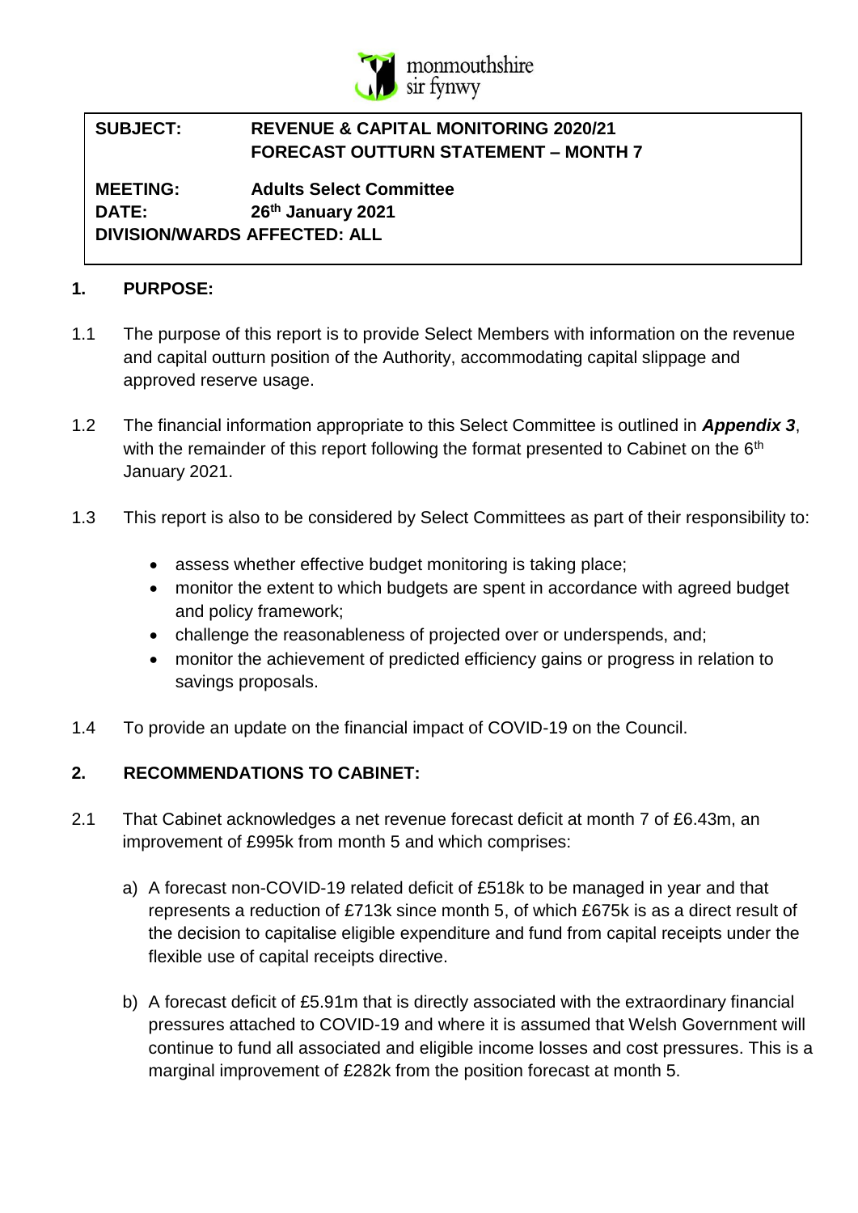monmouthshire
sir fynwy

| | |
|---|---|
| **SUBJECT:** | **REVENUE & CAPITAL MONITORING 2020/21 FORECAST OUTTURN STATEMENT – MONTH 7** |
| **MEETING:** | **Adults Select Committee** |
| **DATE:** | **26th January 2021** |
| **DIVISION/WARDS AFFECTED: ALL** | |

## 1. PURPOSE:

1.1 The purpose of this report is to provide Select Members with information on the revenue and capital outturn position of the Authority, accommodating capital slippage and approved reserve usage.

1.2 The financial information appropriate to this Select Committee is outlined in ***Appendix 3***, with the remainder of this report following the format presented to Cabinet on the 6th January 2021.

1.3 This report is also to be considered by Select Committees as part of their responsibility to:

- assess whether effective budget monitoring is taking place;
- monitor the extent to which budgets are spent in accordance with agreed budget and policy framework;
- challenge the reasonableness of projected over or underspends, and;
- monitor the achievement of predicted efficiency gains or progress in relation to savings proposals.

1.4 To provide an update on the financial impact of COVID-19 on the Council.

## 2. RECOMMENDATIONS TO CABINET:

2.1 That Cabinet acknowledges a net revenue forecast deficit at month 7 of £6.43m, an improvement of £995k from month 5 and which comprises:

a) A forecast non-COVID-19 related deficit of £518k to be managed in year and that represents a reduction of £713k since month 5, of which £675k is as a direct result of the decision to capitalise eligible expenditure and fund from capital receipts under the flexible use of capital receipts directive.

b) A forecast deficit of £5.91m that is directly associated with the extraordinary financial pressures attached to COVID-19 and where it is assumed that Welsh Government will continue to fund all associated and eligible income losses and cost pressures. This is a marginal improvement of £282k from the position forecast at month 5.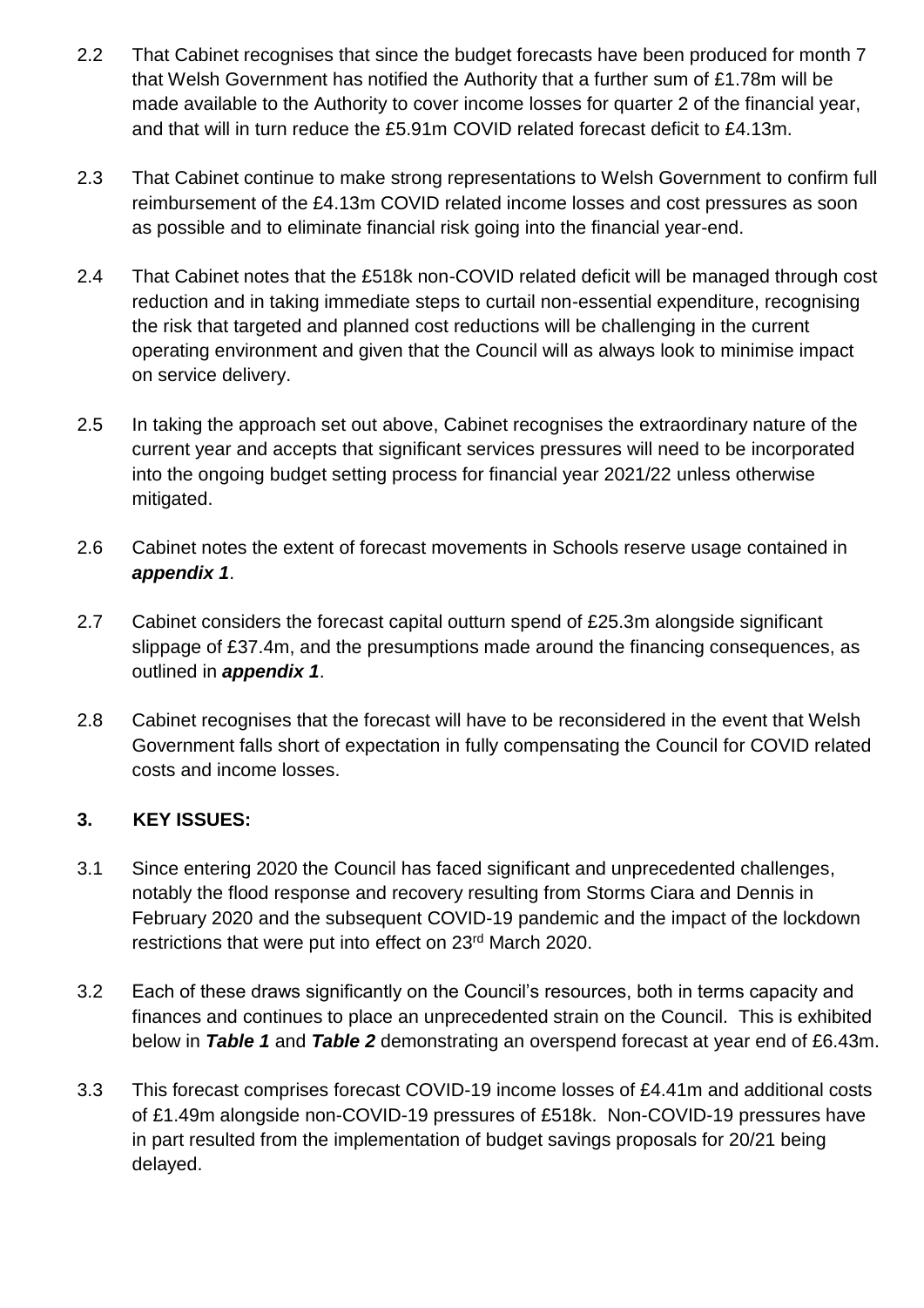2.2 That Cabinet recognises that since the budget forecasts have been produced for month 7 that Welsh Government has notified the Authority that a further sum of £1.78m will be made available to the Authority to cover income losses for quarter 2 of the financial year, and that will in turn reduce the £5.91m COVID related forecast deficit to £4.13m.

2.3 That Cabinet continue to make strong representations to Welsh Government to confirm full reimbursement of the £4.13m COVID related income losses and cost pressures as soon as possible and to eliminate financial risk going into the financial year-end.

2.4 That Cabinet notes that the £518k non-COVID related deficit will be managed through cost reduction and in taking immediate steps to curtail non-essential expenditure, recognising the risk that targeted and planned cost reductions will be challenging in the current operating environment and given that the Council will as always look to minimise impact on service delivery.

2.5 In taking the approach set out above, Cabinet recognises the extraordinary nature of the current year and accepts that significant services pressures will need to be incorporated into the ongoing budget setting process for financial year 2021/22 unless otherwise mitigated.

2.6 Cabinet notes the extent of forecast movements in Schools reserve usage contained in ***appendix 1***.

2.7 Cabinet considers the forecast capital outturn spend of £25.3m alongside significant slippage of £37.4m, and the presumptions made around the financing consequences, as outlined in ***appendix 1***.

2.8 Cabinet recognises that the forecast will have to be reconsidered in the event that Welsh Government falls short of expectation in fully compensating the Council for COVID related costs and income losses.

## 3. KEY ISSUES:

3.1 Since entering 2020 the Council has faced significant and unprecedented challenges, notably the flood response and recovery resulting from Storms Ciara and Dennis in February 2020 and the subsequent COVID-19 pandemic and the impact of the lockdown restrictions that were put into effect on 23rd March 2020.

3.2 Each of these draws significantly on the Council's resources, both in terms capacity and finances and continues to place an unprecedented strain on the Council. This is exhibited below in ***Table 1*** and ***Table 2*** demonstrating an overspend forecast at year end of £6.43m.

3.3 This forecast comprises forecast COVID-19 income losses of £4.41m and additional costs of £1.49m alongside non-COVID-19 pressures of £518k. Non-COVID-19 pressures have in part resulted from the implementation of budget savings proposals for 20/21 being delayed.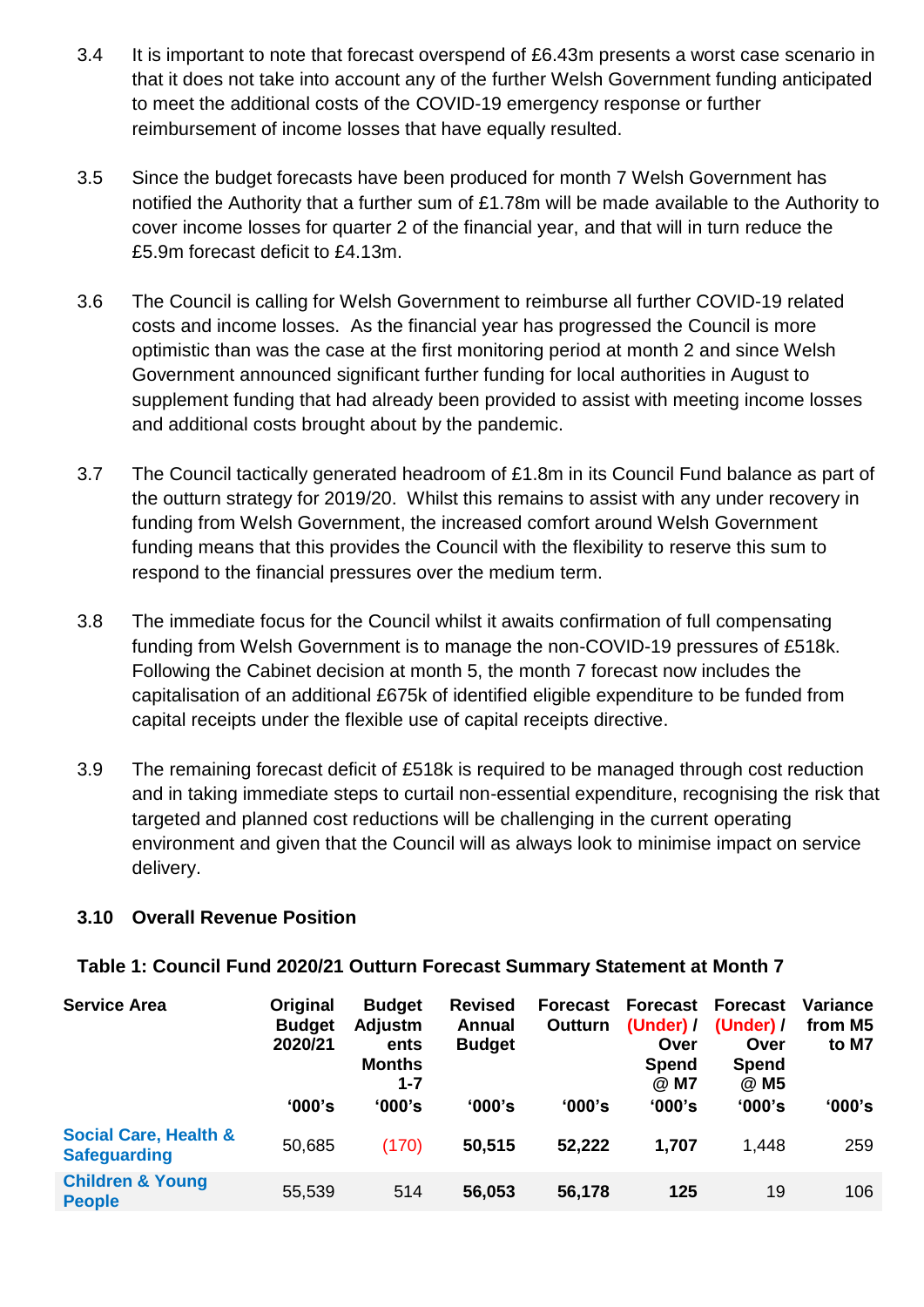3.4 It is important to note that forecast overspend of £6.43m presents a worst case scenario in that it does not take into account any of the further Welsh Government funding anticipated to meet the additional costs of the COVID-19 emergency response or further reimbursement of income losses that have equally resulted.

3.5 Since the budget forecasts have been produced for month 7 Welsh Government has notified the Authority that a further sum of £1.78m will be made available to the Authority to cover income losses for quarter 2 of the financial year, and that will in turn reduce the £5.9m forecast deficit to £4.13m.

3.6 The Council is calling for Welsh Government to reimburse all further COVID-19 related costs and income losses. As the financial year has progressed the Council is more optimistic than was the case at the first monitoring period at month 2 and since Welsh Government announced significant further funding for local authorities in August to supplement funding that had already been provided to assist with meeting income losses and additional costs brought about by the pandemic.

3.7 The Council tactically generated headroom of £1.8m in its Council Fund balance as part of the outturn strategy for 2019/20. Whilst this remains to assist with any under recovery in funding from Welsh Government, the increased comfort around Welsh Government funding means that this provides the Council with the flexibility to reserve this sum to respond to the financial pressures over the medium term.

3.8 The immediate focus for the Council whilst it awaits confirmation of full compensating funding from Welsh Government is to manage the non-COVID-19 pressures of £518k. Following the Cabinet decision at month 5, the month 7 forecast now includes the capitalisation of an additional £675k of identified eligible expenditure to be funded from capital receipts under the flexible use of capital receipts directive.

3.9 The remaining forecast deficit of £518k is required to be managed through cost reduction and in taking immediate steps to curtail non-essential expenditure, recognising the risk that targeted and planned cost reductions will be challenging in the current operating environment and given that the Council will as always look to minimise impact on service delivery.

**3.10 Overall Revenue Position**

**Table 1: Council Fund 2020/21 Outturn Forecast Summary Statement at Month 7**

| Service Area | Original Budget 2020/21 '000's | Budget Adjustments Months 1-7 '000's | Revised Annual Budget '000's | Forecast Outturn '000's | Forecast (Under) / Over Spend @ M7 '000's | Forecast (Under) / Over Spend @ M5 '000's | Variance from M5 to M7 '000's |
|---|---|---|---|---|---|---|---|
| Social Care, Health & Safeguarding | 50,685 | (170) | **50,515** | **52,222** | **1,707** | 1,448 | 259 |
| Children & Young People | 55,539 | 514 | **56,053** | **56,178** | **125** | 19 | 106 |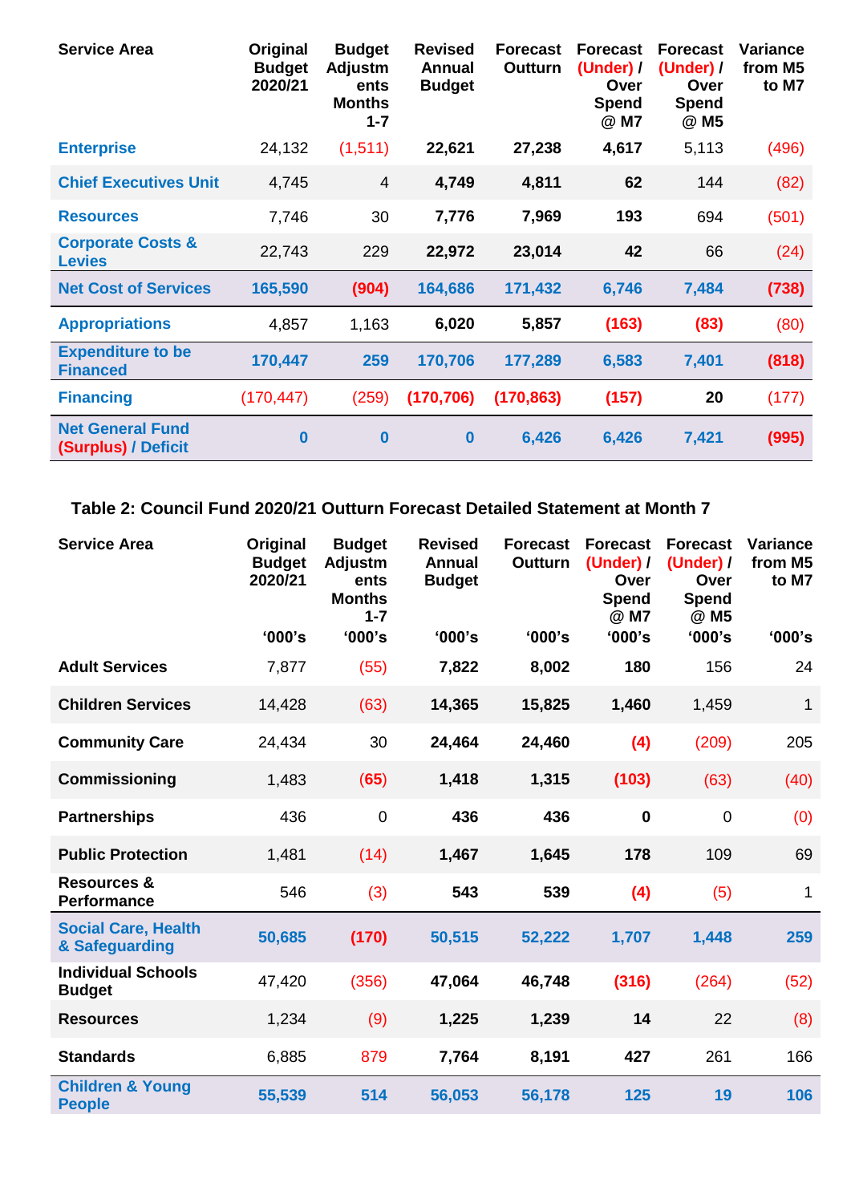| Service Area | Original Budget 2020/21 | Budget Adjustments Months 1-7 | Revised Annual Budget | Forecast Outturn | Forecast (Under) / Over Spend @ M7 | Forecast (Under) / Over Spend @ M5 | Variance from M5 to M7 |
|---|---|---|---|---|---|---|---|
| **Enterprise** | 24,132 | (1,511) | **22,621** | **27,238** | **4,617** | 5,113 | (496) |
| **Chief Executives Unit** | 4,745 | 4 | **4,749** | **4,811** | **62** | 144 | (82) |
| **Resources** | 7,746 | 30 | **7,776** | **7,969** | **193** | 694 | (501) |
| **Corporate Costs & Levies** | 22,743 | 229 | **22,972** | **23,014** | **42** | 66 | (24) |
| **Net Cost of Services** | **165,590** | **(904)** | **164,686** | **171,432** | **6,746** | **7,484** | **(738)** |
| **Appropriations** | 4,857 | 1,163 | **6,020** | **5,857** | **(163)** | **(83)** | (80) |
| **Expenditure to be Financed** | **170,447** | **259** | **170,706** | **177,289** | **6,583** | **7,401** | **(818)** |
| **Financing** | (170,447) | (259) | **(170,706)** | **(170,863)** | **(157)** | **20** | (177) |
| **Net General Fund (Surplus) / Deficit** | **0** | **0** | **0** | **6,426** | **6,426** | **7,421** | **(995)** |

**Table 2: Council Fund 2020/21 Outturn Forecast Detailed Statement at Month 7**

| Service Area | Original Budget 2020/21 '000's | Budget Adjustments Months 1-7 '000's | Revised Annual Budget '000's | Forecast Outturn '000's | Forecast (Under) / Over Spend @ M7 '000's | Forecast (Under) / Over Spend @ M5 '000's | Variance from M5 to M7 '000's |
|---|---|---|---|---|---|---|---|
| **Adult Services** | 7,877 | (55) | **7,822** | **8,002** | **180** | 156 | 24 |
| **Children Services** | 14,428 | (63) | **14,365** | **15,825** | **1,460** | 1,459 | 1 |
| **Community Care** | 24,434 | 30 | **24,464** | **24,460** | **(4)** | (209) | 205 |
| **Commissioning** | 1,483 | (65) | **1,418** | **1,315** | **(103)** | (63) | (40) |
| **Partnerships** | 436 | 0 | **436** | **436** | **0** | 0 | (0) |
| **Public Protection** | 1,481 | (14) | **1,467** | **1,645** | **178** | 109 | 69 |
| **Resources & Performance** | 546 | (3) | **543** | **539** | **(4)** | (5) | 1 |
| **Social Care, Health & Safeguarding** | **50,685** | **(170)** | **50,515** | **52,222** | **1,707** | **1,448** | **259** |
| **Individual Schools Budget** | 47,420 | (356) | **47,064** | **46,748** | **(316)** | (264) | (52) |
| **Resources** | 1,234 | (9) | **1,225** | **1,239** | **14** | 22 | (8) |
| **Standards** | 6,885 | 879 | **7,764** | **8,191** | **427** | 261 | 166 |
| **Children & Young People** | **55,539** | **514** | **56,053** | **56,178** | **125** | **19** | **106** |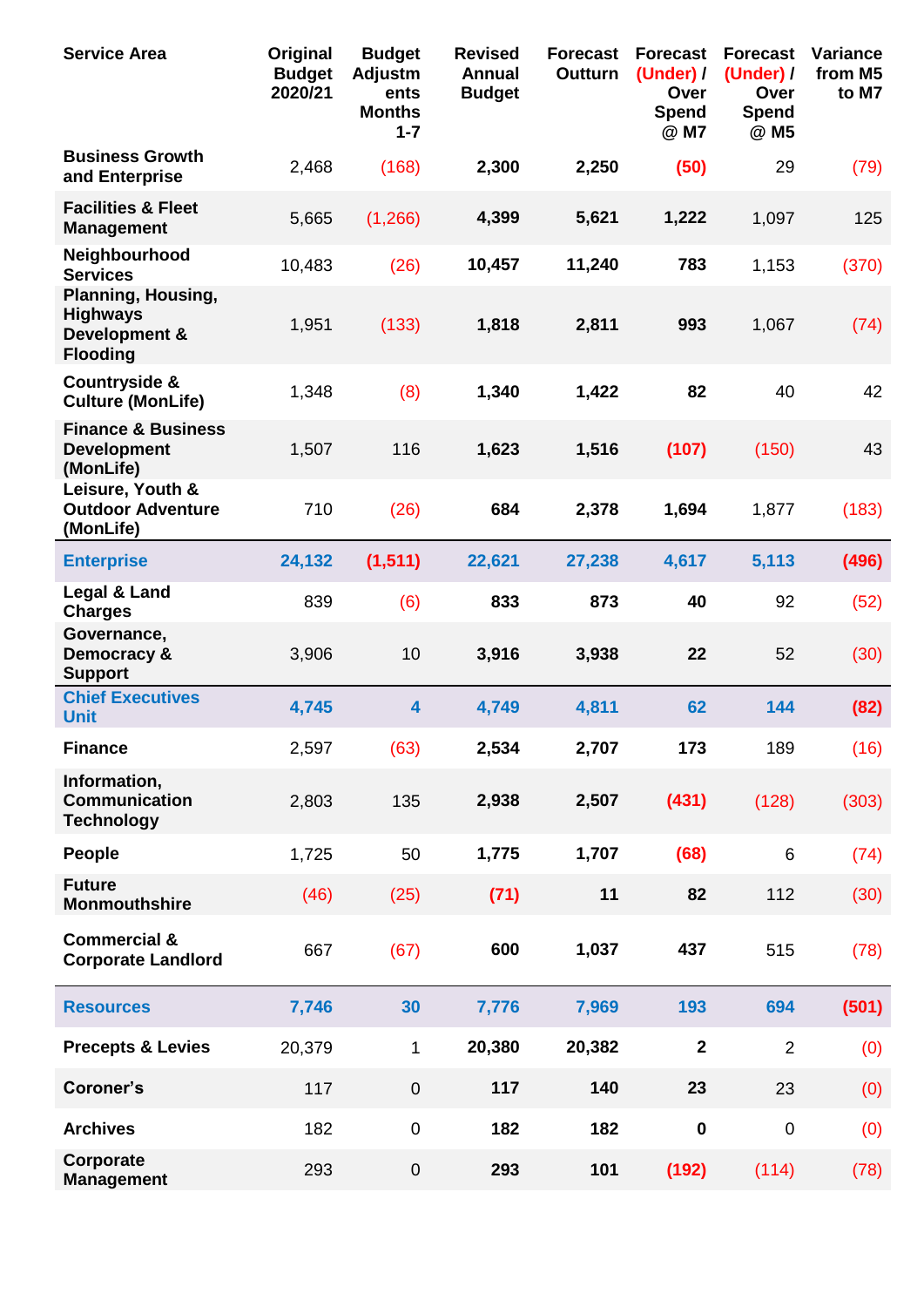| Service Area | Original Budget 2020/21 | Budget Adjustments Months 1-7 | Revised Annual Budget | Forecast Outturn | Forecast (Under) / Over Spend @ M7 | Forecast (Under) / Over Spend @ M5 | Variance from M5 to M7 |
|---|---|---|---|---|---|---|---|
| **Business Growth and Enterprise** | 2,468 | (168) | **2,300** | **2,250** | **(50)** | 29 | (79) |
| **Facilities & Fleet Management** | 5,665 | (1,266) | **4,399** | **5,621** | **1,222** | 1,097 | 125 |
| **Neighbourhood Services** | 10,483 | (26) | **10,457** | **11,240** | **783** | 1,153 | (370) |
| **Planning, Housing, Highways Development & Flooding** | 1,951 | (133) | **1,818** | **2,811** | **993** | 1,067 | (74) |
| **Countryside & Culture (MonLife)** | 1,348 | (8) | **1,340** | **1,422** | **82** | 40 | 42 |
| **Finance & Business Development (MonLife)** | 1,507 | 116 | **1,623** | **1,516** | **(107)** | (150) | 43 |
| **Leisure, Youth & Outdoor Adventure (MonLife)** | 710 | (26) | **684** | **2,378** | **1,694** | 1,877 | (183) |
| **Enterprise** | **24,132** | **(1,511)** | **22,621** | **27,238** | **4,617** | **5,113** | **(496)** |
| **Legal & Land Charges** | 839 | (6) | **833** | **873** | **40** | 92 | (52) |
| **Governance, Democracy & Support** | 3,906 | 10 | **3,916** | **3,938** | **22** | 52 | (30) |
| **Chief Executives Unit** | **4,745** | **4** | **4,749** | **4,811** | **62** | **144** | **(82)** |
| **Finance** | 2,597 | (63) | **2,534** | **2,707** | **173** | 189 | (16) |
| **Information, Communication Technology** | 2,803 | 135 | **2,938** | **2,507** | **(431)** | (128) | (303) |
| **People** | 1,725 | 50 | **1,775** | **1,707** | **(68)** | 6 | (74) |
| **Future Monmouthshire** | (46) | (25) | **(71)** | **11** | **82** | 112 | (30) |
| **Commercial & Corporate Landlord** | 667 | (67) | **600** | **1,037** | **437** | 515 | (78) |
| **Resources** | **7,746** | **30** | **7,776** | **7,969** | **193** | **694** | **(501)** |
| **Precepts & Levies** | 20,379 | 1 | **20,380** | **20,382** | **2** | 2 | (0) |
| **Coroner's** | 117 | 0 | **117** | **140** | **23** | 23 | (0) |
| **Archives** | 182 | 0 | **182** | **182** | **0** | 0 | (0) |
| **Corporate Management** | 293 | 0 | **293** | **101** | **(192)** | (114) | (78) |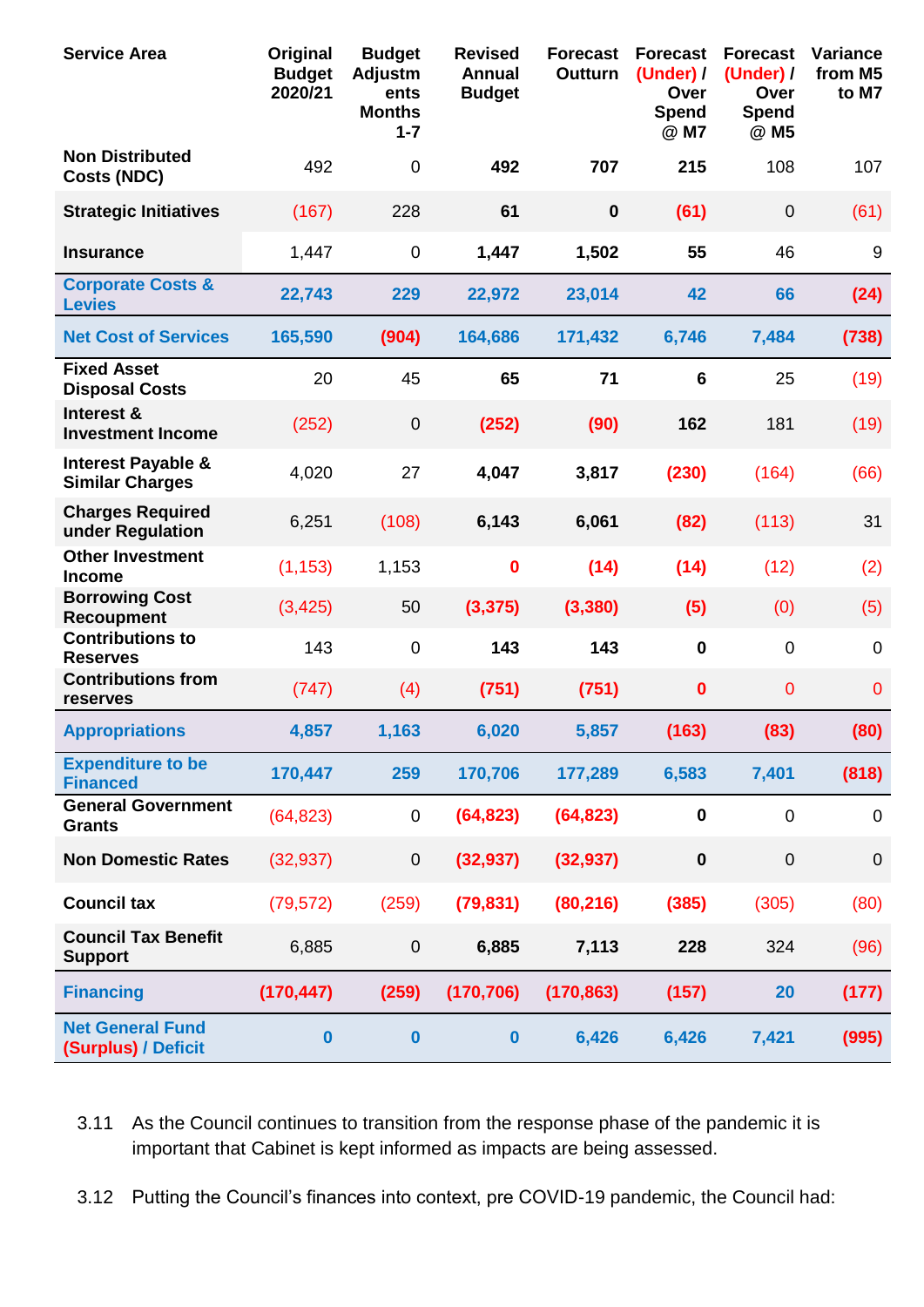| Service Area | Original Budget 2020/21 | Budget Adjustments Months 1-7 | Revised Annual Budget | Forecast Outturn | Forecast (Under) / Over Spend @ M7 | Forecast (Under) / Over Spend @ M5 | Variance from M5 to M7 |
|---|---|---|---|---|---|---|---|
| **Non Distributed Costs (NDC)** | 492 | 0 | **492** | **707** | **215** | 108 | 107 |
| **Strategic Initiatives** | (167) | 228 | **61** | **0** | **(61)** | 0 | (61) |
| **Insurance** | 1,447 | 0 | **1,447** | **1,502** | **55** | 46 | 9 |
| **Corporate Costs & Levies** | **22,743** | **229** | **22,972** | **23,014** | **42** | **66** | **(24)** |
| **Net Cost of Services** | **165,590** | **(904)** | **164,686** | **171,432** | **6,746** | **7,484** | **(738)** |
| **Fixed Asset Disposal Costs** | 20 | 45 | **65** | **71** | **6** | 25 | (19) |
| **Interest & Investment Income** | (252) | 0 | **(252)** | **(90)** | **162** | 181 | (19) |
| **Interest Payable & Similar Charges** | 4,020 | 27 | **4,047** | **3,817** | **(230)** | (164) | (66) |
| **Charges Required under Regulation** | 6,251 | (108) | **6,143** | **6,061** | **(82)** | (113) | 31 |
| **Other Investment Income** | (1,153) | 1,153 | **0** | **(14)** | **(14)** | (12) | (2) |
| **Borrowing Cost Recoupment** | (3,425) | 50 | **(3,375)** | **(3,380)** | **(5)** | (0) | (5) |
| **Contributions to Reserves** | 143 | 0 | **143** | **143** | **0** | 0 | 0 |
| **Contributions from reserves** | (747) | (4) | **(751)** | **(751)** | **0** | 0 | 0 |
| **Appropriations** | **4,857** | **1,163** | **6,020** | **5,857** | **(163)** | **(83)** | **(80)** |
| **Expenditure to be Financed** | **170,447** | **259** | **170,706** | **177,289** | **6,583** | **7,401** | **(818)** |
| **General Government Grants** | (64,823) | 0 | **(64,823)** | **(64,823)** | **0** | 0 | 0 |
| **Non Domestic Rates** | (32,937) | 0 | **(32,937)** | **(32,937)** | **0** | 0 | 0 |
| **Council tax** | (79,572) | (259) | **(79,831)** | **(80,216)** | **(385)** | (305) | (80) |
| **Council Tax Benefit Support** | 6,885 | 0 | **6,885** | **7,113** | **228** | 324 | (96) |
| **Financing** | **(170,447)** | **(259)** | **(170,706)** | **(170,863)** | **(157)** | **20** | **(177)** |
| **Net General Fund (Surplus) / Deficit** | **0** | **0** | **0** | **6,426** | **6,426** | **7,421** | **(995)** |

3.11 As the Council continues to transition from the response phase of the pandemic it is important that Cabinet is kept informed as impacts are being assessed.

3.12 Putting the Council's finances into context, pre COVID-19 pandemic, the Council had: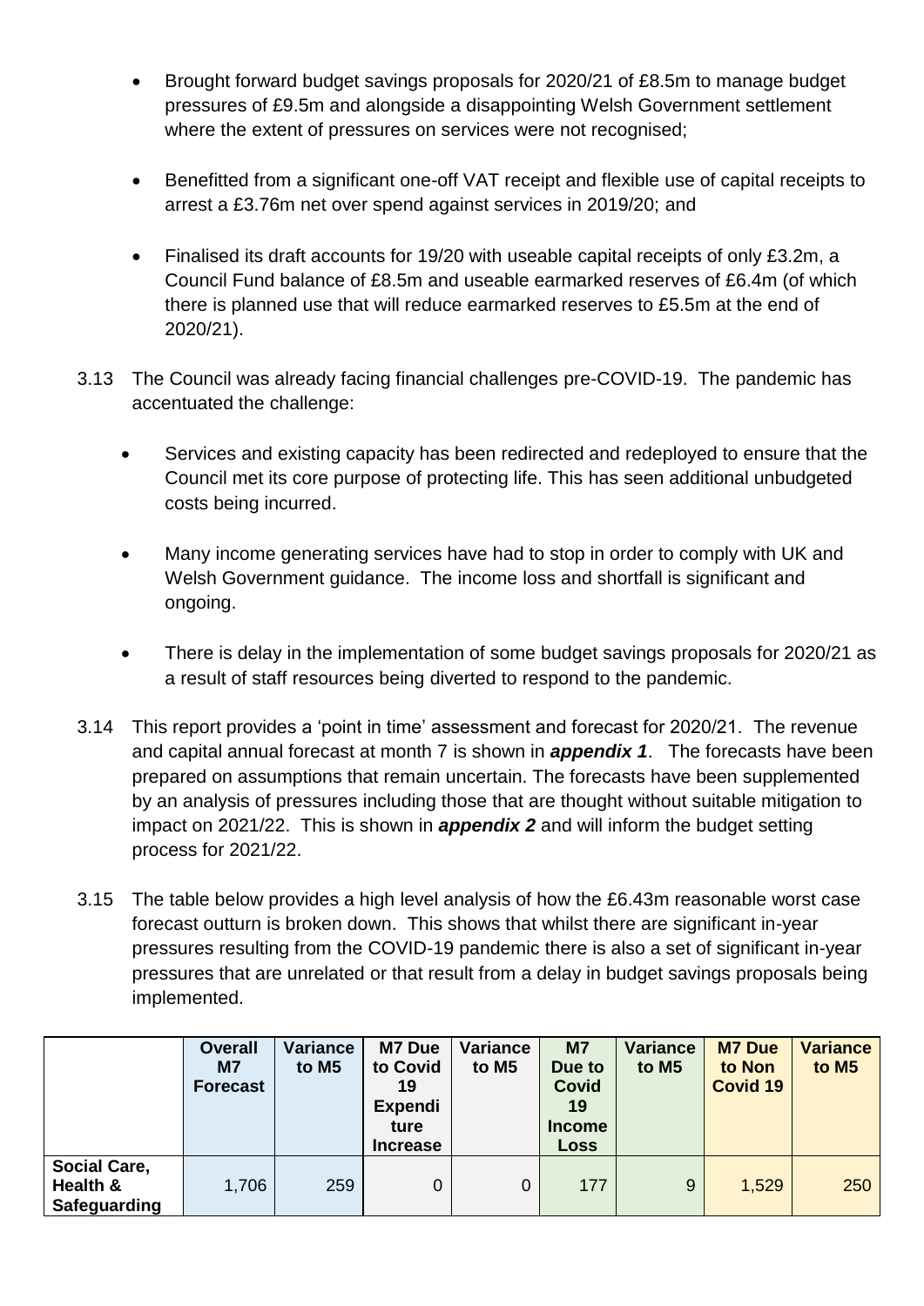- Brought forward budget savings proposals for 2020/21 of £8.5m to manage budget pressures of £9.5m and alongside a disappointing Welsh Government settlement where the extent of pressures on services were not recognised;

- Benefitted from a significant one-off VAT receipt and flexible use of capital receipts to arrest a £3.76m net over spend against services in 2019/20; and

- Finalised its draft accounts for 19/20 with useable capital receipts of only £3.2m, a Council Fund balance of £8.5m and useable earmarked reserves of £6.4m (of which there is planned use that will reduce earmarked reserves to £5.5m at the end of 2020/21).

3.13 The Council was already facing financial challenges pre-COVID-19. The pandemic has accentuated the challenge:

- Services and existing capacity has been redirected and redeployed to ensure that the Council met its core purpose of protecting life. This has seen additional unbudgeted costs being incurred.

- Many income generating services have had to stop in order to comply with UK and Welsh Government guidance. The income loss and shortfall is significant and ongoing.

- There is delay in the implementation of some budget savings proposals for 2020/21 as a result of staff resources being diverted to respond to the pandemic.

3.14 This report provides a 'point in time' assessment and forecast for 2020/21. The revenue and capital annual forecast at month 7 is shown in ***appendix 1***. The forecasts have been prepared on assumptions that remain uncertain. The forecasts have been supplemented by an analysis of pressures including those that are thought without suitable mitigation to impact on 2021/22. This is shown in ***appendix 2*** and will inform the budget setting process for 2021/22.

3.15 The table below provides a high level analysis of how the £6.43m reasonable worst case forecast outturn is broken down. This shows that whilst there are significant in-year pressures resulting from the COVID-19 pandemic there is also a set of significant in-year pressures that are unrelated or that result from a delay in budget savings proposals being implemented.

| | **Overall M7 Forecast** | **Variance to M5** | **M7 Due to Covid 19 Expenditure Increase** | **Variance to M5** | **M7 Due to Covid 19 Income Loss** | **Variance to M5** | **M7 Due to Non Covid 19** | **Variance to M5** |
|---|---|---|---|---|---|---|---|---|
| **Social Care, Health & Safeguarding** | 1,706 | 259 | 0 | 0 | 177 | 9 | 1,529 | 250 |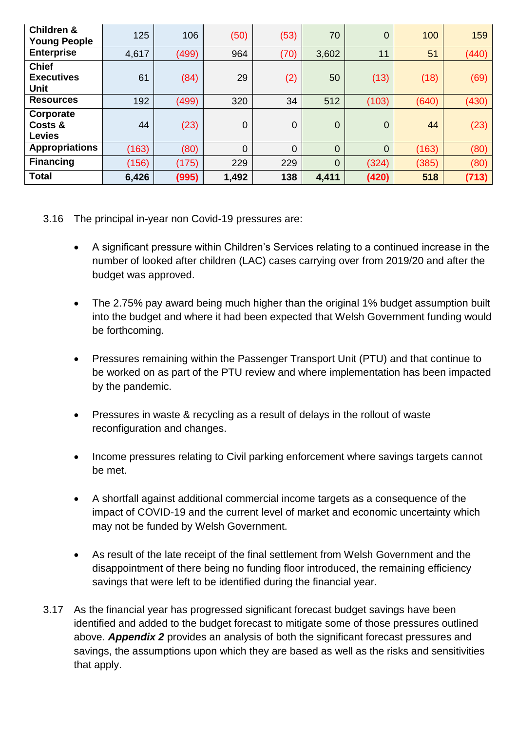| | | | | | | | | |
|---|---|---|---|---|---|---|---|---|
| **Children & Young People** | 125 | 106 | (50) | (53) | 70 | 0 | 100 | 159 |
| **Enterprise** | 4,617 | (499) | 964 | (70) | 3,602 | 11 | 51 | (440) |
| **Chief Executives Unit** | 61 | (84) | 29 | (2) | 50 | (13) | (18) | (69) |
| **Resources** | 192 | (499) | 320 | 34 | 512 | (103) | (640) | (430) |
| **Corporate Costs & Levies** | 44 | (23) | 0 | 0 | 0 | 0 | 44 | (23) |
| **Appropriations** | (163) | (80) | 0 | 0 | 0 | 0 | (163) | (80) |
| **Financing** | (156) | (175) | 229 | 229 | 0 | (324) | (385) | (80) |
| **Total** | **6,426** | **(995)** | **1,492** | **138** | **4,411** | **(420)** | **518** | **(713)** |

3.16 The principal in-year non Covid-19 pressures are:

- A significant pressure within Children's Services relating to a continued increase in the number of looked after children (LAC) cases carrying over from 2019/20 and after the budget was approved.

- The 2.75% pay award being much higher than the original 1% budget assumption built into the budget and where it had been expected that Welsh Government funding would be forthcoming.

- Pressures remaining within the Passenger Transport Unit (PTU) and that continue to be worked on as part of the PTU review and where implementation has been impacted by the pandemic.

- Pressures in waste & recycling as a result of delays in the rollout of waste reconfiguration and changes.

- Income pressures relating to Civil parking enforcement where savings targets cannot be met.

- A shortfall against additional commercial income targets as a consequence of the impact of COVID-19 and the current level of market and economic uncertainty which may not be funded by Welsh Government.

- As result of the late receipt of the final settlement from Welsh Government and the disappointment of there being no funding floor introduced, the remaining efficiency savings that were left to be identified during the financial year.

3.17 As the financial year has progressed significant forecast budget savings have been identified and added to the budget forecast to mitigate some of those pressures outlined above. ***Appendix 2*** provides an analysis of both the significant forecast pressures and savings, the assumptions upon which they are based as well as the risks and sensitivities that apply.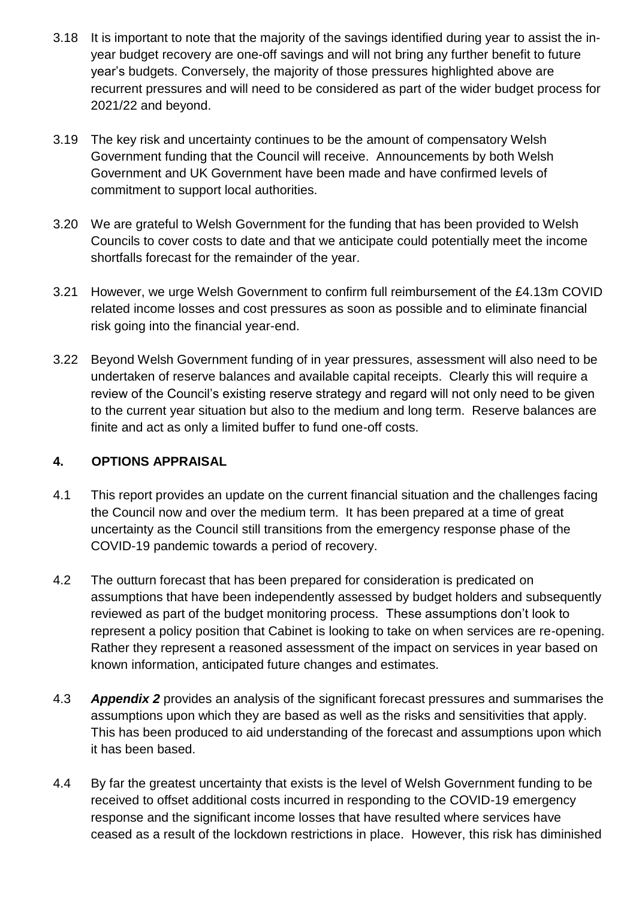3.18 It is important to note that the majority of the savings identified during year to assist the in-year budget recovery are one-off savings and will not bring any further benefit to future year's budgets. Conversely, the majority of those pressures highlighted above are recurrent pressures and will need to be considered as part of the wider budget process for 2021/22 and beyond.

3.19 The key risk and uncertainty continues to be the amount of compensatory Welsh Government funding that the Council will receive. Announcements by both Welsh Government and UK Government have been made and have confirmed levels of commitment to support local authorities.

3.20 We are grateful to Welsh Government for the funding that has been provided to Welsh Councils to cover costs to date and that we anticipate could potentially meet the income shortfalls forecast for the remainder of the year.

3.21 However, we urge Welsh Government to confirm full reimbursement of the £4.13m COVID related income losses and cost pressures as soon as possible and to eliminate financial risk going into the financial year-end.

3.22 Beyond Welsh Government funding of in year pressures, assessment will also need to be undertaken of reserve balances and available capital receipts. Clearly this will require a review of the Council's existing reserve strategy and regard will not only need to be given to the current year situation but also to the medium and long term. Reserve balances are finite and act as only a limited buffer to fund one-off costs.

## 4. OPTIONS APPRAISAL

4.1 This report provides an update on the current financial situation and the challenges facing the Council now and over the medium term. It has been prepared at a time of great uncertainty as the Council still transitions from the emergency response phase of the COVID-19 pandemic towards a period of recovery.

4.2 The outturn forecast that has been prepared for consideration is predicated on assumptions that have been independently assessed by budget holders and subsequently reviewed as part of the budget monitoring process. These assumptions don't look to represent a policy position that Cabinet is looking to take on when services are re-opening. Rather they represent a reasoned assessment of the impact on services in year based on known information, anticipated future changes and estimates.

4.3 ***Appendix 2*** provides an analysis of the significant forecast pressures and summarises the assumptions upon which they are based as well as the risks and sensitivities that apply. This has been produced to aid understanding of the forecast and assumptions upon which it has been based.

4.4 By far the greatest uncertainty that exists is the level of Welsh Government funding to be received to offset additional costs incurred in responding to the COVID-19 emergency response and the significant income losses that have resulted where services have ceased as a result of the lockdown restrictions in place. However, this risk has diminished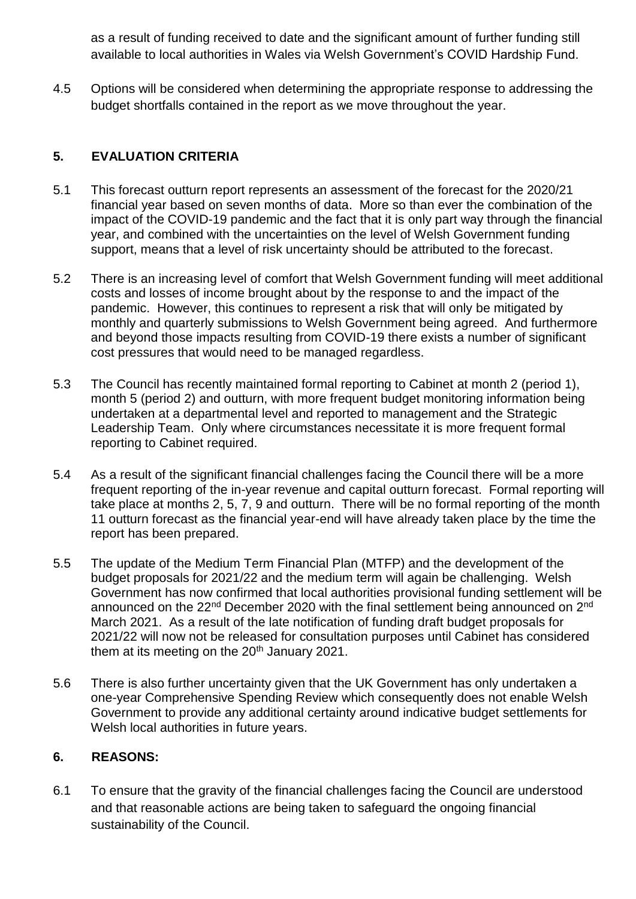as a result of funding received to date and the significant amount of further funding still available to local authorities in Wales via Welsh Government's COVID Hardship Fund.

4.5 Options will be considered when determining the appropriate response to addressing the budget shortfalls contained in the report as we move throughout the year.

## 5. EVALUATION CRITERIA

5.1 This forecast outturn report represents an assessment of the forecast for the 2020/21 financial year based on seven months of data. More so than ever the combination of the impact of the COVID-19 pandemic and the fact that it is only part way through the financial year, and combined with the uncertainties on the level of Welsh Government funding support, means that a level of risk uncertainty should be attributed to the forecast.

5.2 There is an increasing level of comfort that Welsh Government funding will meet additional costs and losses of income brought about by the response to and the impact of the pandemic. However, this continues to represent a risk that will only be mitigated by monthly and quarterly submissions to Welsh Government being agreed. And furthermore and beyond those impacts resulting from COVID-19 there exists a number of significant cost pressures that would need to be managed regardless.

5.3 The Council has recently maintained formal reporting to Cabinet at month 2 (period 1), month 5 (period 2) and outturn, with more frequent budget monitoring information being undertaken at a departmental level and reported to management and the Strategic Leadership Team. Only where circumstances necessitate it is more frequent formal reporting to Cabinet required.

5.4 As a result of the significant financial challenges facing the Council there will be a more frequent reporting of the in-year revenue and capital outturn forecast. Formal reporting will take place at months 2, 5, 7, 9 and outturn. There will be no formal reporting of the month 11 outturn forecast as the financial year-end will have already taken place by the time the report has been prepared.

5.5 The update of the Medium Term Financial Plan (MTFP) and the development of the budget proposals for 2021/22 and the medium term will again be challenging. Welsh Government has now confirmed that local authorities provisional funding settlement will be announced on the 22nd December 2020 with the final settlement being announced on 2nd March 2021. As a result of the late notification of funding draft budget proposals for 2021/22 will now not be released for consultation purposes until Cabinet has considered them at its meeting on the 20th January 2021.

5.6 There is also further uncertainty given that the UK Government has only undertaken a one-year Comprehensive Spending Review which consequently does not enable Welsh Government to provide any additional certainty around indicative budget settlements for Welsh local authorities in future years.

## 6. REASONS:

6.1 To ensure that the gravity of the financial challenges facing the Council are understood and that reasonable actions are being taken to safeguard the ongoing financial sustainability of the Council.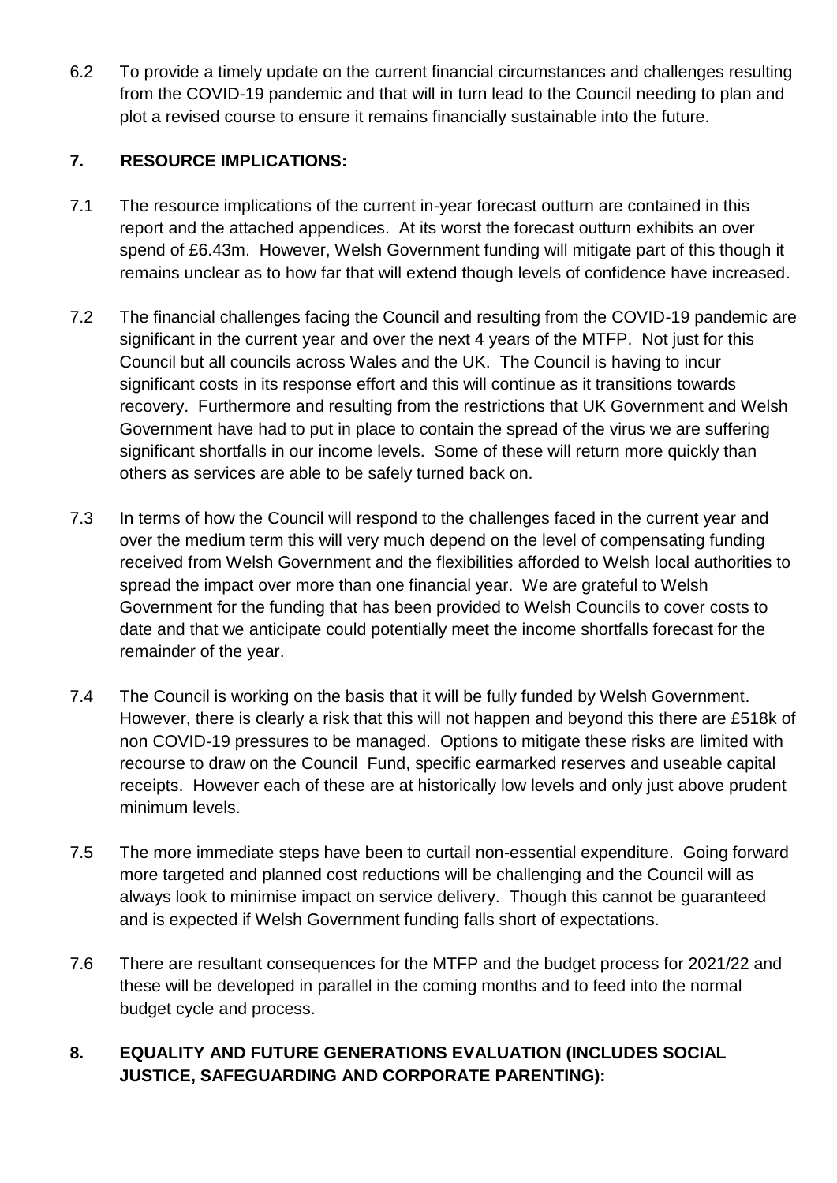6.2 To provide a timely update on the current financial circumstances and challenges resulting from the COVID-19 pandemic and that will in turn lead to the Council needing to plan and plot a revised course to ensure it remains financially sustainable into the future.

## 7. RESOURCE IMPLICATIONS:

7.1 The resource implications of the current in-year forecast outturn are contained in this report and the attached appendices. At its worst the forecast outturn exhibits an over spend of £6.43m. However, Welsh Government funding will mitigate part of this though it remains unclear as to how far that will extend though levels of confidence have increased.

7.2 The financial challenges facing the Council and resulting from the COVID-19 pandemic are significant in the current year and over the next 4 years of the MTFP. Not just for this Council but all councils across Wales and the UK. The Council is having to incur significant costs in its response effort and this will continue as it transitions towards recovery. Furthermore and resulting from the restrictions that UK Government and Welsh Government have had to put in place to contain the spread of the virus we are suffering significant shortfalls in our income levels. Some of these will return more quickly than others as services are able to be safely turned back on.

7.3 In terms of how the Council will respond to the challenges faced in the current year and over the medium term this will very much depend on the level of compensating funding received from Welsh Government and the flexibilities afforded to Welsh local authorities to spread the impact over more than one financial year. We are grateful to Welsh Government for the funding that has been provided to Welsh Councils to cover costs to date and that we anticipate could potentially meet the income shortfalls forecast for the remainder of the year.

7.4 The Council is working on the basis that it will be fully funded by Welsh Government. However, there is clearly a risk that this will not happen and beyond this there are £518k of non COVID-19 pressures to be managed. Options to mitigate these risks are limited with recourse to draw on the Council Fund, specific earmarked reserves and useable capital receipts. However each of these are at historically low levels and only just above prudent minimum levels.

7.5 The more immediate steps have been to curtail non-essential expenditure. Going forward more targeted and planned cost reductions will be challenging and the Council will as always look to minimise impact on service delivery. Though this cannot be guaranteed and is expected if Welsh Government funding falls short of expectations.

7.6 There are resultant consequences for the MTFP and the budget process for 2021/22 and these will be developed in parallel in the coming months and to feed into the normal budget cycle and process.

## 8. EQUALITY AND FUTURE GENERATIONS EVALUATION (INCLUDES SOCIAL JUSTICE, SAFEGUARDING AND CORPORATE PARENTING):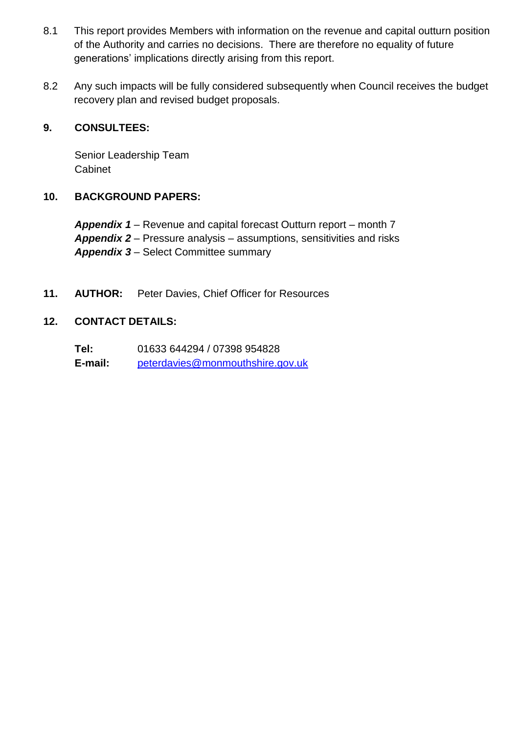8.1 This report provides Members with information on the revenue and capital outturn position of the Authority and carries no decisions. There are therefore no equality of future generations' implications directly arising from this report.

8.2 Any such impacts will be fully considered subsequently when Council receives the budget recovery plan and revised budget proposals.

## 9. CONSULTEES:

Senior Leadership Team
Cabinet

## 10. BACKGROUND PAPERS:

***Appendix 1*** – Revenue and capital forecast Outturn report – month 7
***Appendix 2*** – Pressure analysis – assumptions, sensitivities and risks
***Appendix 3*** – Select Committee summary

## 11. AUTHOR: Peter Davies, Chief Officer for Resources

## 12. CONTACT DETAILS:

**Tel:** 01633 644294 / 07398 954828
**E-mail:** peterdavies@monmouthshire.gov.uk